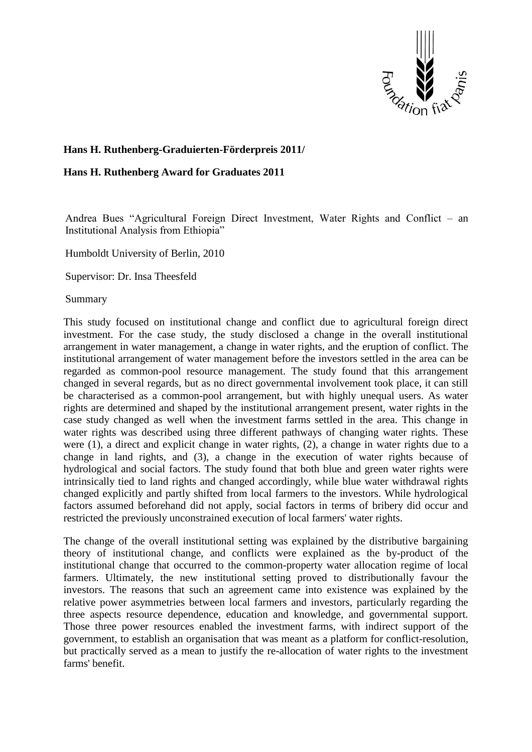**Hans H. Ruthenberg-Graduierten-Förderpreis 2011/**

**Hans H. Ruthenberg Award for Graduates 2011**

Andrea Bues "Agricultural Foreign Direct Investment, Water Rights and Conflict – an Institutional Analysis from Ethiopia"

Humboldt University of Berlin, 2010

Supervisor: Dr. Insa Theesfeld

Summary

This study focused on institutional change and conflict due to agricultural foreign direct investment. For the case study, the study disclosed a change in the overall institutional arrangement in water management, a change in water rights, and the eruption of conflict. The institutional arrangement of water management before the investors settled in the area can be regarded as common-pool resource management. The study found that this arrangement changed in several regards, but as no direct governmental involvement took place, it can still be characterised as a common-pool arrangement, but with highly unequal users. As water rights are determined and shaped by the institutional arrangement present, water rights in the case study changed as well when the investment farms settled in the area. This change in water rights was described using three different pathways of changing water rights. These were (1), a direct and explicit change in water rights, (2), a change in water rights due to a change in land rights, and (3), a change in the execution of water rights because of hydrological and social factors. The study found that both blue and green water rights were intrinsically tied to land rights and changed accordingly, while blue water withdrawal rights changed explicitly and partly shifted from local farmers to the investors. While hydrological factors assumed beforehand did not apply, social factors in terms of bribery did occur and restricted the previously unconstrained execution of local farmers' water rights.

The change of the overall institutional setting was explained by the distributive bargaining theory of institutional change, and conflicts were explained as the by-product of the institutional change that occurred to the common-property water allocation regime of local farmers. Ultimately, the new institutional setting proved to distributionally favour the investors. The reasons that such an agreement came into existence was explained by the relative power asymmetries between local farmers and investors, particularly regarding the three aspects resource dependence, education and knowledge, and governmental support. Those three power resources enabled the investment farms, with indirect support of the government, to establish an organisation that was meant as a platform for conflict-resolution, but practically served as a mean to justify the re-allocation of water rights to the investment farms' benefit.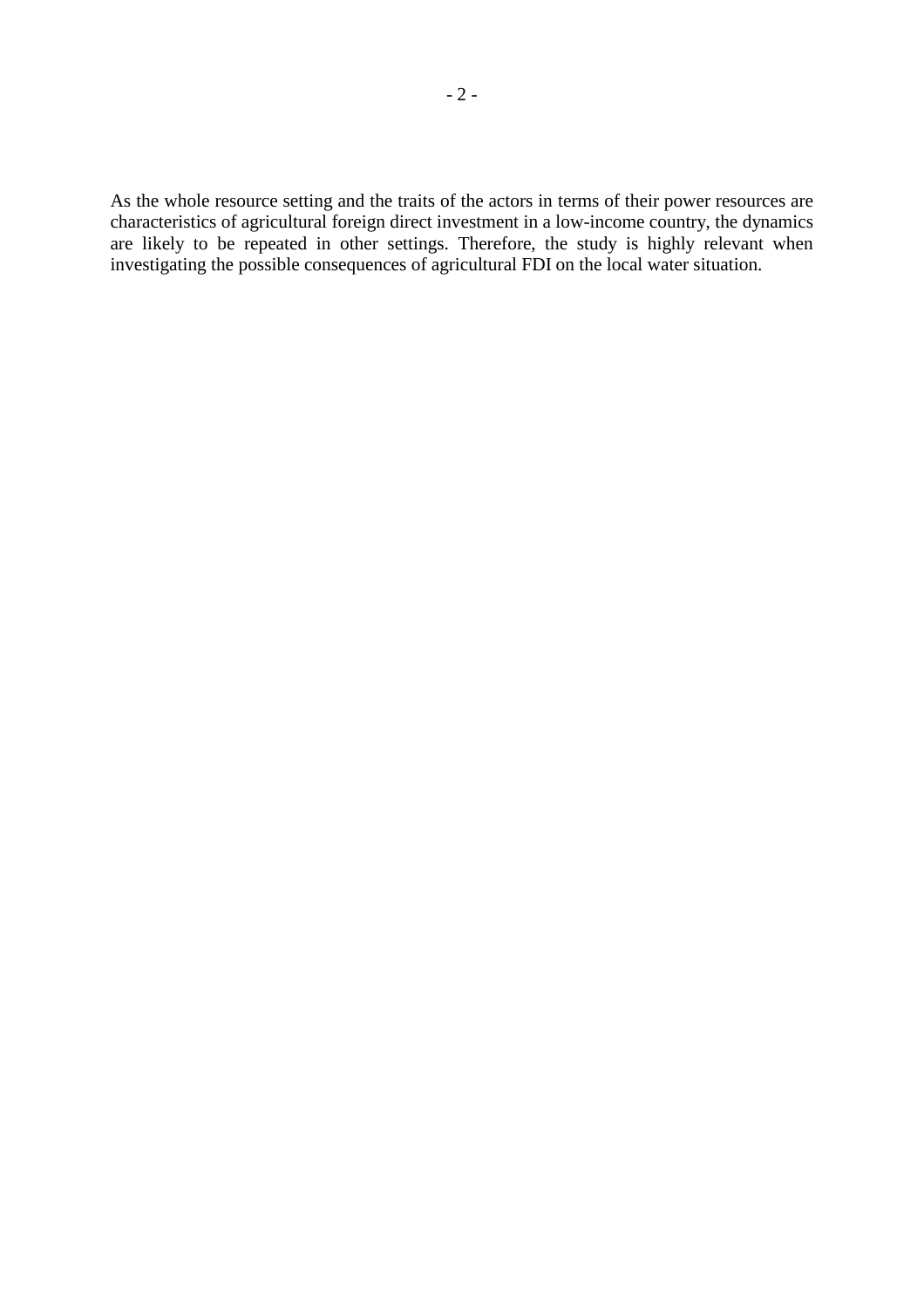As the whole resource setting and the traits of the actors in terms of their power resources are characteristics of agricultural foreign direct investment in a low-income country, the dynamics are likely to be repeated in other settings. Therefore, the study is highly relevant when investigating the possible consequences of agricultural FDI on the local water situation.